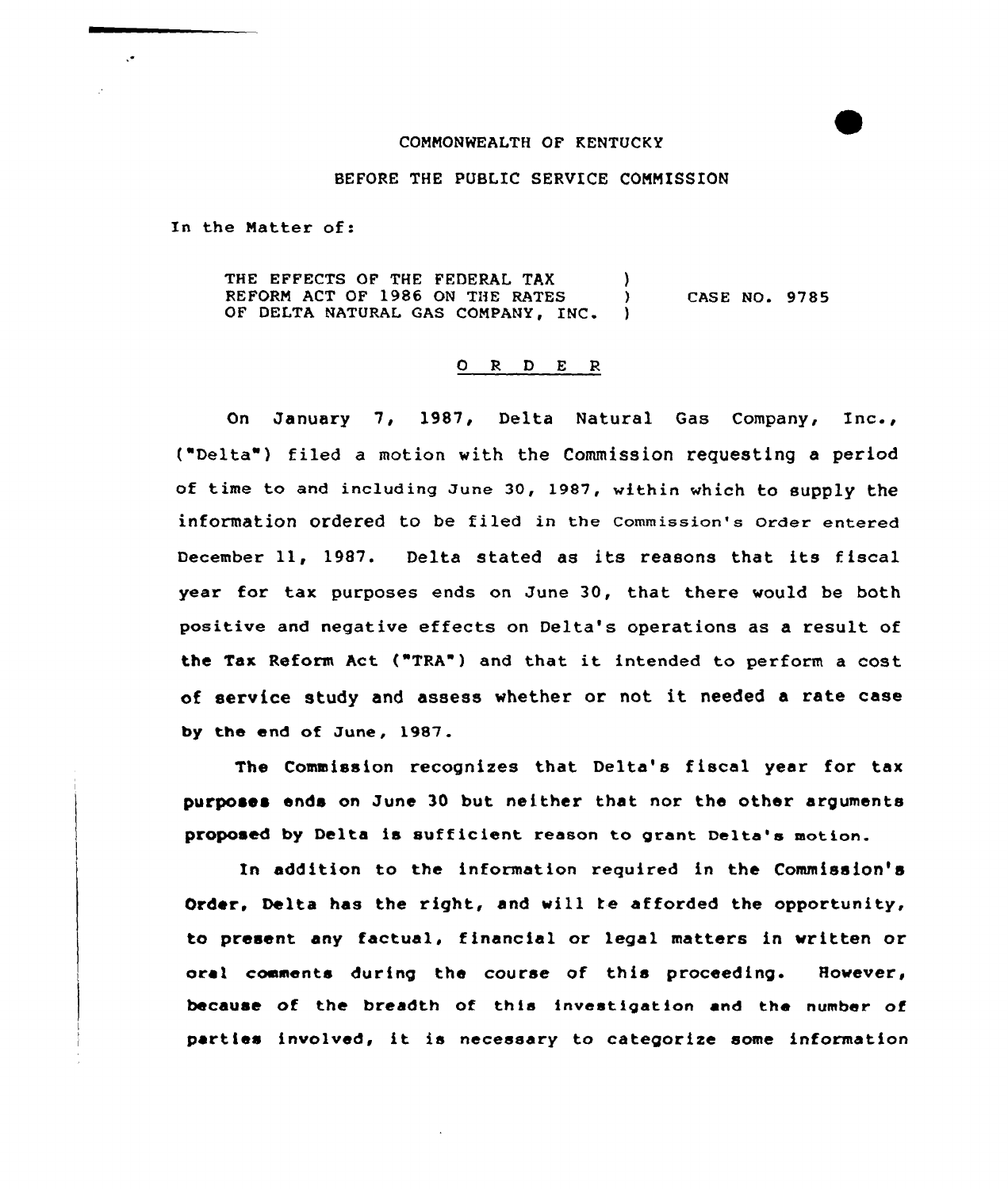COMMONWEALTH OF KENTUCKY

BEFORE THE PUBLIC SERVICE COMMISSION

In the Matter of:

| | | |
|---|---|---|
| THE EFFECTS OF THE FEDERAL TAX REFORM ACT OF 1986 ON THE RATES OF DELTA NATURAL GAS COMPANY, INC. | ) ) ) | CASE NO. 9785 |

## O R D E R

On January 7, 1987, Delta Natural Gas Company, Inc., ("Delta") filed a motion with the Commission requesting a period of time to and including June 30, 1987, within which to supply the information ordered to be filed in the Commission's Order entered December 11, 1987. Delta stated as its reasons that its fiscal year for tax purposes ends on June 30, that there would be both positive and negative effects on Delta's operations as a result of the Tax Reform Act ("TRA") and that it intended to perform a cost of service study and assess whether or not it needed a rate case by the end of June, 1987.

The Commission recognizes that Delta's fiscal year for tax purposes ends on June 30 but neither that nor the other arguments proposed by Delta is sufficient reason to grant Delta's motion.

In addition to the information required in the Commission's Order, Delta has the right, and will be afforded the opportunity, to present any factual, financial or legal matters in written or oral comments during the course of this proceeding. However, because of the breadth of this investigation and the number of parties involved, it is necessary to categorize some information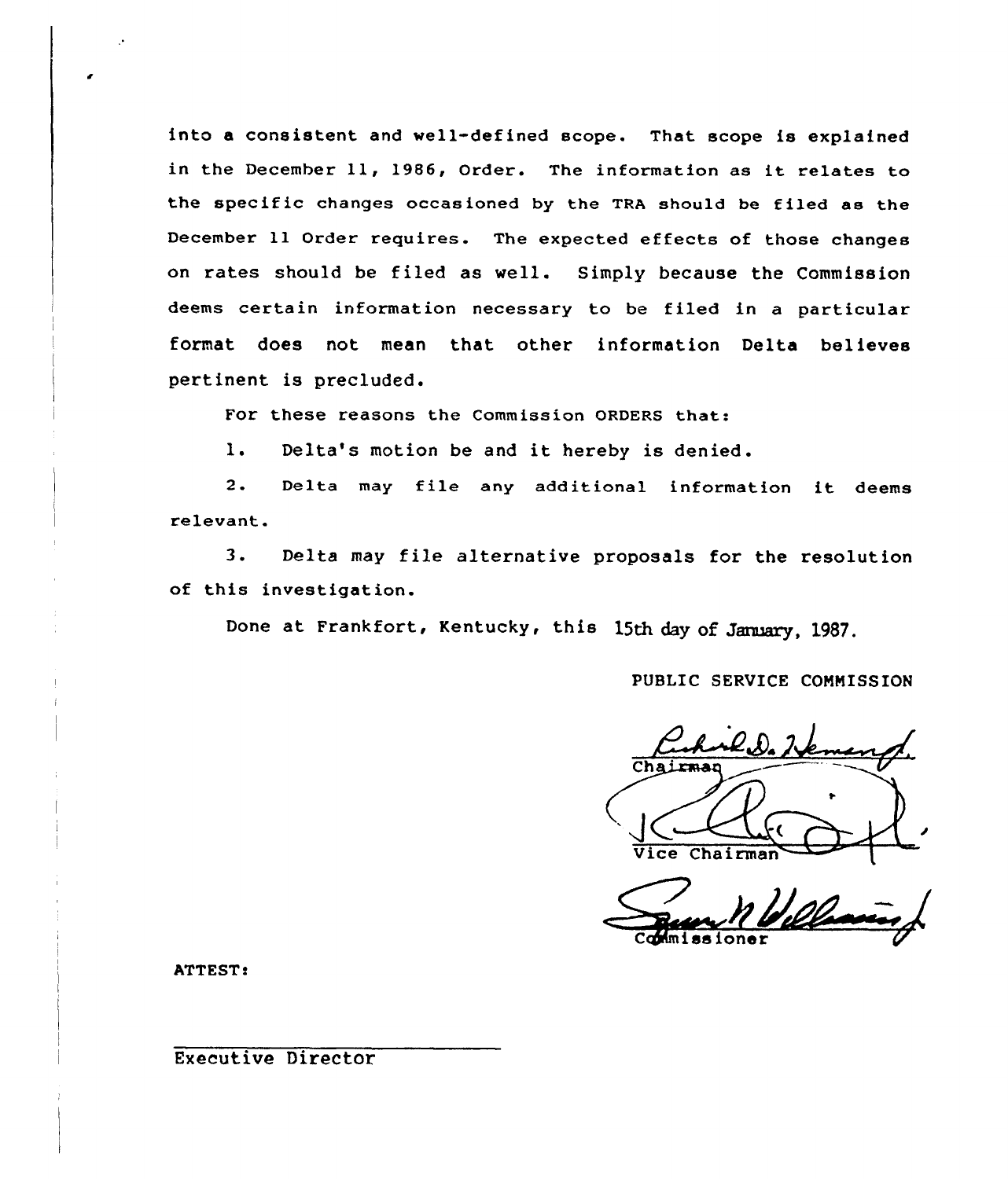into a consistent and well-defined scope. That scope is explained in the December 11, 1986, Order. The information as it relates to the specific changes occasioned by the TRA should be filed as the December 11 Order requires. The expected effects of those changes on rates should be filed as well. Simply because the Commission deems certain information necessary to be filed in a particular format does not mean that other information Delta believes pertinent is precluded.

For these reasons the Commission ORDERS that:

1. Delta's motion be and it hereby is denied.

2. Delta may file any additional information it deems relevant.

3. Delta may file alternative proposals for the resolution of this investigation.

Done at Frankfort, Kentucky, this 15th day of January, 1987.

PUBLIC SERVICE COMMISSION

Chairman

Vice Chairman

Commissioner

ATTEST:

Executive Director